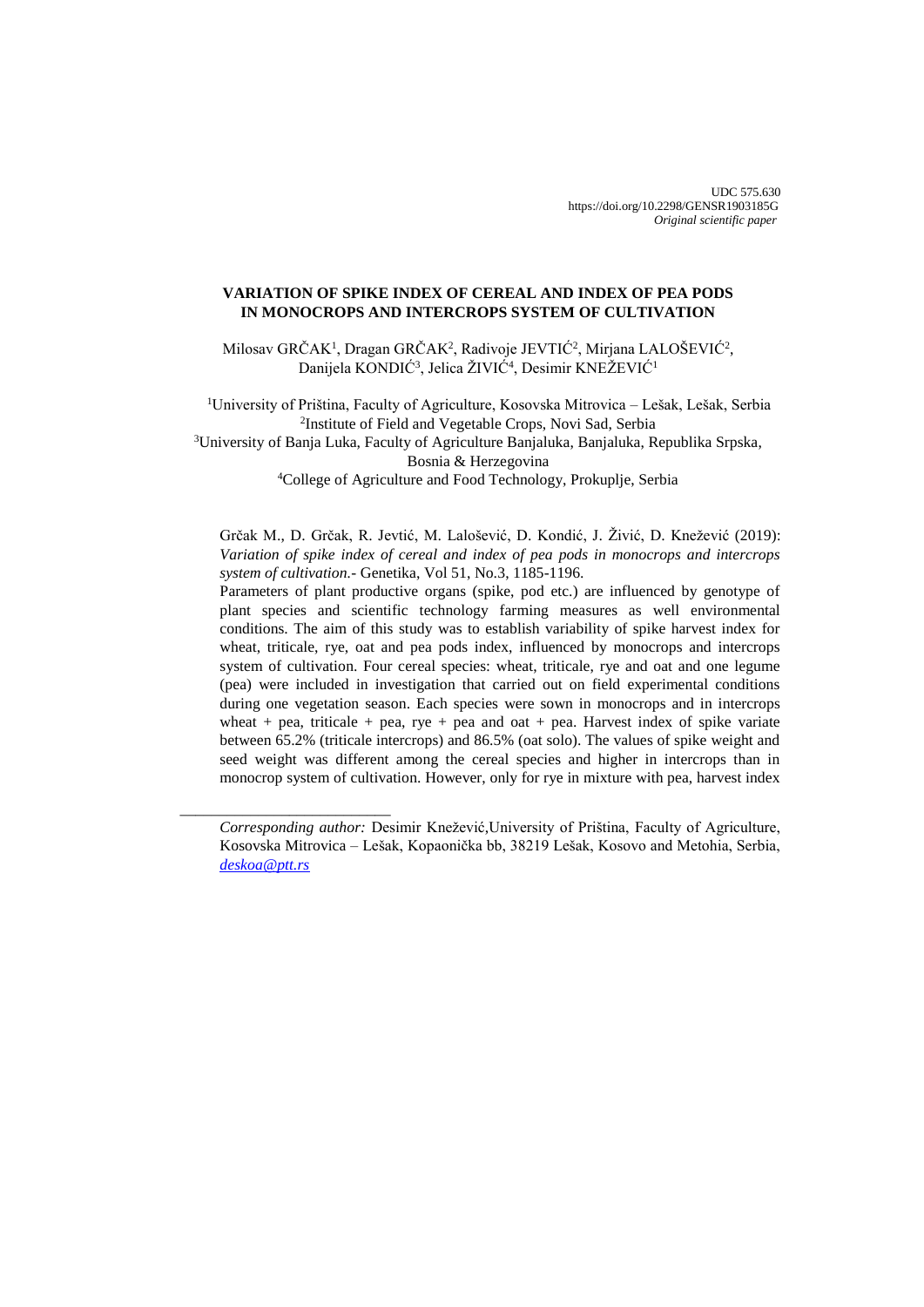UDC 575.630
https://doi.org/10.2298/GENSR1903185G
*Original scientific paper*

# VARIATION OF SPIKE INDEX OF CEREAL AND INDEX OF PEA PODS IN MONOCROPS AND INTERCROPS SYSTEM OF CULTIVATION

Milosav GRČAK[1], Dragan GRČAK[2], Radivoje JEVTIĆ[2], Mirjana LALOŠEVIĆ[2], Danijela KONDIĆ[3], Jelica ŽIVIĆ[4], Desimir KNEŽEVIĆ[1]

[1]University of Priština, Faculty of Agriculture, Kosovska Mitrovica – Lešak, Lešak, Serbia
[2]Institute of Field and Vegetable Crops, Novi Sad, Serbia
[3]University of Banja Luka, Faculty of Agriculture Banjaluka, Banjaluka, Republika Srpska, Bosnia & Herzegovina
[4]College of Agriculture and Food Technology, Prokuplje, Serbia

Grčak M., D. Grčak, R. Jevtić, M. Lalošević, D. Kondić, J. Živić, D. Knežević (2019): *Variation of spike index of cereal and index of pea pods in monocrops and intercrops system of cultivation.*- Genetika, Vol 51, No.3, 1185-1196.

Parameters of plant productive organs (spike, pod etc.) are influenced by genotype of plant species and scientific technology farming measures as well environmental conditions. The aim of this study was to establish variability of spike harvest index for wheat, triticale, rye, oat and pea pods index, influenced by monocrops and intercrops system of cultivation. Four cereal species: wheat, triticale, rye and oat and one legume (pea) were included in investigation that carried out on field experimental conditions during one vegetation season. Each species were sown in monocrops and in intercrops wheat + pea, triticale + pea, rye + pea and oat + pea. Harvest index of spike variate between 65.2% (triticale intercrops) and 86.5% (oat solo). The values of spike weight and seed weight was different among the cereal species and higher in intercrops than in monocrop system of cultivation. However, only for rye in mixture with pea, harvest index

---

*Corresponding author:* Desimir Knežević,University of Priština, Faculty of Agriculture, Kosovska Mitrovica – Lešak, Kopaonička bb, 38219 Lešak, Kosovo and Metohia, Serbia, deskoa@ptt.rs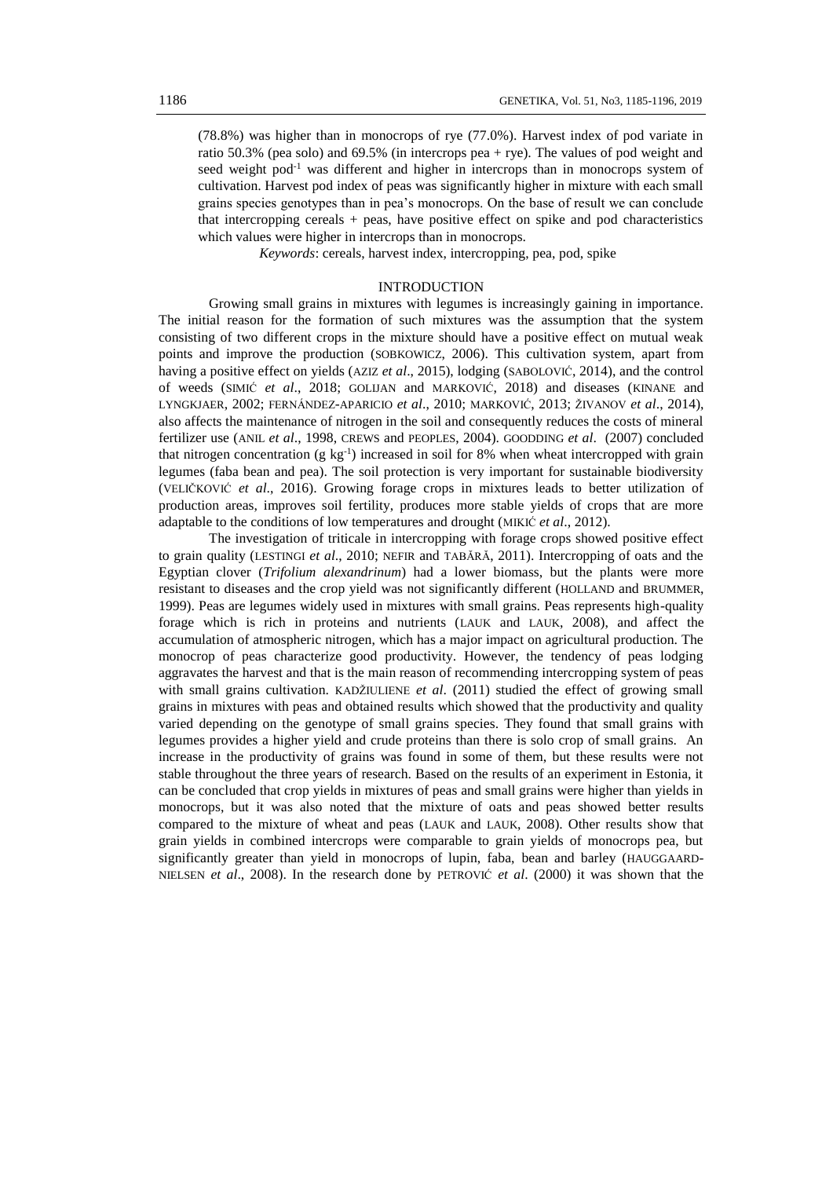(78.8%) was higher than in monocrops of rye (77.0%). Harvest index of pod variate in ratio 50.3% (pea solo) and 69.5% (in intercrops pea + rye). The values of pod weight and seed weight pod$^{-1}$ was different and higher in intercrops than in monocrops system of cultivation. Harvest pod index of peas was significantly higher in mixture with each small grains species genotypes than in pea's monocrops. On the base of result we can conclude that intercropping cereals + peas, have positive effect on spike and pod characteristics which values were higher in intercrops than in monocrops.

*Keywords*: cereals, harvest index, intercropping, pea, pod, spike

## INTRODUCTION

Growing small grains in mixtures with legumes is increasingly gaining in importance. The initial reason for the formation of such mixtures was the assumption that the system consisting of two different crops in the mixture should have a positive effect on mutual weak points and improve the production (SOBKOWICZ, 2006). This cultivation system, apart from having a positive effect on yields (AZIZ *et al*., 2015), lodging (SABOLOVIĆ, 2014), and the control of weeds (SIMIĆ *et al*., 2018; GOLIJAN and MARKOVIĆ, 2018) and diseases (KINANE and LYNGKJAER, 2002; FERNÁNDEZ-APARICIO *et al*., 2010; MARKOVIĆ, 2013; ŽIVANOV *et al*., 2014), also affects the maintenance of nitrogen in the soil and consequently reduces the costs of mineral fertilizer use (ANIL *et al*., 1998, CREWS and PEOPLES, 2004). GOODDING *et al*. (2007) concluded that nitrogen concentration (g kg$^{-1}$) increased in soil for 8% when wheat intercropped with grain legumes (faba bean and pea). The soil protection is very important for sustainable biodiversity (VELIČKOVIĆ *et al*., 2016). Growing forage crops in mixtures leads to better utilization of production areas, improves soil fertility, produces more stable yields of crops that are more adaptable to the conditions of low temperatures and drought (MIKIĆ *et al*., 2012).

The investigation of triticale in intercropping with forage crops showed positive effect to grain quality (LESTINGI *et al*., 2010; NEFIR and TABĂRĂ, 2011). Intercropping of oats and the Egyptian clover (*Trifolium alexandrinum*) had a lower biomass, but the plants were more resistant to diseases and the crop yield was not significantly different (HOLLAND and BRUMMER, 1999). Peas are legumes widely used in mixtures with small grains. Peas represents high-quality forage which is rich in proteins and nutrients (LAUK and LAUK, 2008), and affect the accumulation of atmospheric nitrogen, which has a major impact on agricultural production. The monocrop of peas characterize good productivity. However, the tendency of peas lodging aggravates the harvest and that is the main reason of recommending intercropping system of peas with small grains cultivation. KADŽIULIENE *et al*. (2011) studied the effect of growing small grains in mixtures with peas and obtained results which showed that the productivity and quality varied depending on the genotype of small grains species. They found that small grains with legumes provides a higher yield and crude proteins than there is solo crop of small grains. An increase in the productivity of grains was found in some of them, but these results were not stable throughout the three years of research. Based on the results of an experiment in Estonia, it can be concluded that crop yields in mixtures of peas and small grains were higher than yields in monocrops, but it was also noted that the mixture of oats and peas showed better results compared to the mixture of wheat and peas (LAUK and LAUK, 2008). Other results show that grain yields in combined intercrops were comparable to grain yields of monocrops pea, but significantly greater than yield in monocrops of lupin, faba, bean and barley (HAUGGAARD-NIELSEN *et al*., 2008). In the research done by PETROVIĆ *et al*. (2000) it was shown that the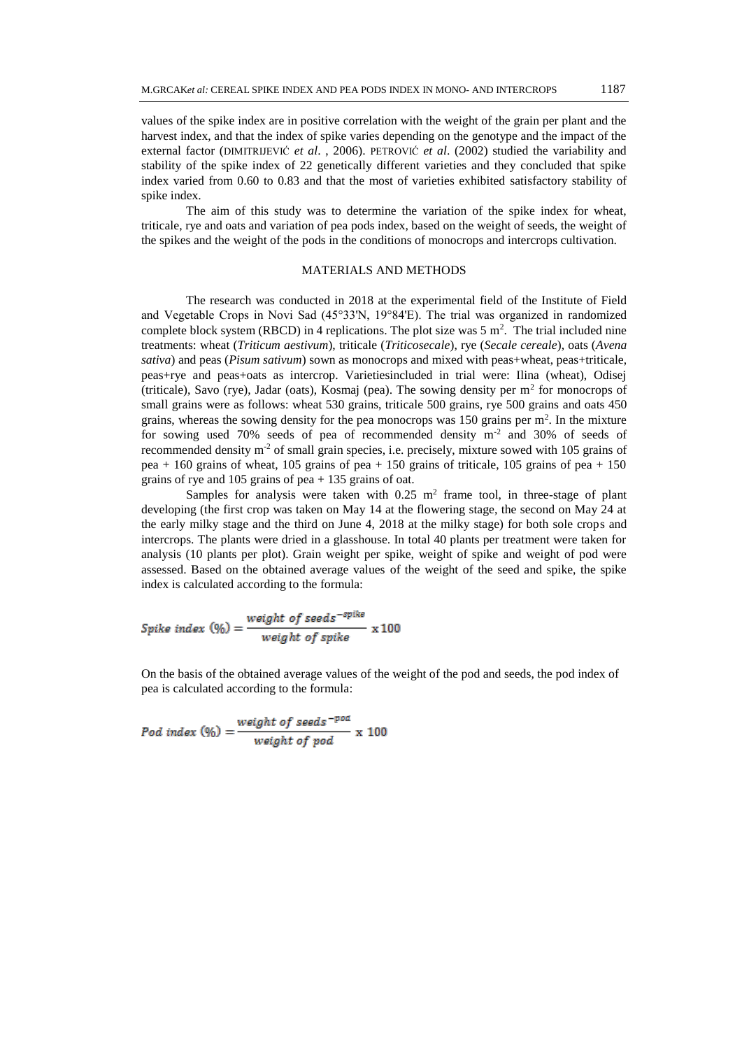values of the spike index are in positive correlation with the weight of the grain per plant and the harvest index, and that the index of spike varies depending on the genotype and the impact of the external factor (DIMITRIJEVIĆ *et al*. , 2006). PETROVIĆ *et al*. (2002) studied the variability and stability of the spike index of 22 genetically different varieties and they concluded that spike index varied from 0.60 to 0.83 and that the most of varieties exhibited satisfactory stability of spike index.

The aim of this study was to determine the variation of the spike index for wheat, triticale, rye and oats and variation of pea pods index, based on the weight of seeds, the weight of the spikes and the weight of the pods in the conditions of monocrops and intercrops cultivation.

## MATERIALS AND METHODS

The research was conducted in 2018 at the experimental field of the Institute of Field and Vegetable Crops in Novi Sad (45°33'N, 19°84'E). The trial was organized in randomized complete block system (RBCD) in 4 replications. The plot size was 5 $m^2$. The trial included nine treatments: wheat (*Triticum aestivum*), triticale (*Triticosecale*), rye (*Secale cereale*), oats (*Avena sativa*) and peas (*Pisum sativum*) sown as monocrops and mixed with peas+wheat, peas+triticale, peas+rye and peas+oats as intercrop. Varietiesincluded in trial were: Ilina (wheat), Odisej (triticale), Savo (rye), Jadar (oats), Kosmaj (pea). The sowing density per $m^2$ for monocrops of small grains were as follows: wheat 530 grains, triticale 500 grains, rye 500 grains and oats 450 grains, whereas the sowing density for the pea monocrops was 150 grains per $m^2$. In the mixture for sowing used 70% seeds of pea of recommended density $m^{-2}$ and 30% of seeds of recommended density $m^{-2}$ of small grain species, i.e. precisely, mixture sowed with 105 grains of pea + 160 grains of wheat, 105 grains of pea + 150 grains of triticale, 105 grains of pea + 150 grains of rye and 105 grains of pea + 135 grains of oat.

Samples for analysis were taken with 0.25 $m^2$ frame tool, in three-stage of plant developing (the first crop was taken on May 14 at the flowering stage, the second on May 24 at the early milky stage and the third on June 4, 2018 at the milky stage) for both sole crops and intercrops. The plants were dried in a glasshouse. In total 40 plants per treatment were taken for analysis (10 plants per plot). Grain weight per spike, weight of spike and weight of pod were assessed. Based on the obtained average values of the weight of the seed and spike, the spike index is calculated according to the formula:

$$\text{Spike index } (\%) = \frac{\text{weight of seeds}^{-\text{spike}}}{\text{weight of spike}} \times 100$$

On the basis of the obtained average values of the weight of the pod and seeds, the pod index of pea is calculated according to the formula:

$$\text{Pod index } (\%) = \frac{\text{weight of seeds}^{-\text{pod}}}{\text{weight of pod}} \times 100$$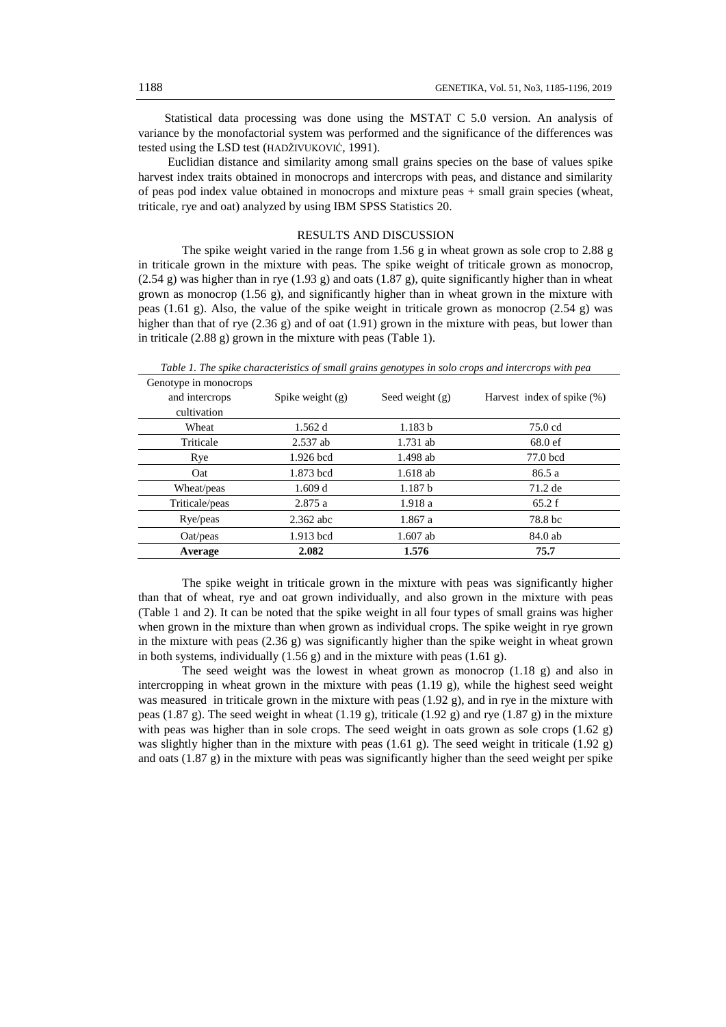Statistical data processing was done using the MSTAT C 5.0 version. An analysis of variance by the monofactorial system was performed and the significance of the differences was tested using the LSD test (HADŽIVUKOVIĆ, 1991).

Euclidian distance and similarity among small grains species on the base of values spike harvest index traits obtained in monocrops and intercrops with peas, and distance and similarity of peas pod index value obtained in monocrops and mixture peas + small grain species (wheat, triticale, rye and oat) analyzed by using IBM SPSS Statistics 20.

## RESULTS AND DISCUSSION

The spike weight varied in the range from 1.56 g in wheat grown as sole crop to 2.88 g in triticale grown in the mixture with peas. The spike weight of triticale grown as monocrop, (2.54 g) was higher than in rye (1.93 g) and oats (1.87 g), quite significantly higher than in wheat grown as monocrop (1.56 g), and significantly higher than in wheat grown in the mixture with peas (1.61 g). Also, the value of the spike weight in triticale grown as monocrop (2.54 g) was higher than that of rye (2.36 g) and of oat (1.91) grown in the mixture with peas, but lower than in triticale (2.88 g) grown in the mixture with peas (Table 1).

*Table 1. The spike characteristics of small grains genotypes in solo crops and intercrops with pea*

| Genotype in monocrops and intercrops cultivation | Spike weight (g) | Seed weight (g) | Harvest index of spike (%) |
|---|---|---|---|
| Wheat | 1.562 d | 1.183 b | 75.0 cd |
| Triticale | 2.537 ab | 1.731 ab | 68.0 ef |
| Rye | 1.926 bcd | 1.498 ab | 77.0 bcd |
| Oat | 1.873 bcd | 1.618 ab | 86.5 a |
| Wheat/peas | 1.609 d | 1.187 b | 71.2 de |
| Triticale/peas | 2.875 a | 1.918 a | 65.2 f |
| Rye/peas | 2.362 abc | 1.867 a | 78.8 bc |
| Oat/peas | 1.913 bcd | 1.607 ab | 84.0 ab |
| **Average** | **2.082** | **1.576** | **75.7** |

The spike weight in triticale grown in the mixture with peas was significantly higher than that of wheat, rye and oat grown individually, and also grown in the mixture with peas (Table 1 and 2). It can be noted that the spike weight in all four types of small grains was higher when grown in the mixture than when grown as individual crops. The spike weight in rye grown in the mixture with peas (2.36 g) was significantly higher than the spike weight in wheat grown in both systems, individually (1.56 g) and in the mixture with peas (1.61 g).

The seed weight was the lowest in wheat grown as monocrop (1.18 g) and also in intercropping in wheat grown in the mixture with peas (1.19 g), while the highest seed weight was measured in triticale grown in the mixture with peas (1.92 g), and in rye in the mixture with peas (1.87 g). The seed weight in wheat (1.19 g), triticale (1.92 g) and rye (1.87 g) in the mixture with peas was higher than in sole crops. The seed weight in oats grown as sole crops (1.62 g) was slightly higher than in the mixture with peas (1.61 g). The seed weight in triticale (1.92 g) and oats (1.87 g) in the mixture with peas was significantly higher than the seed weight per spike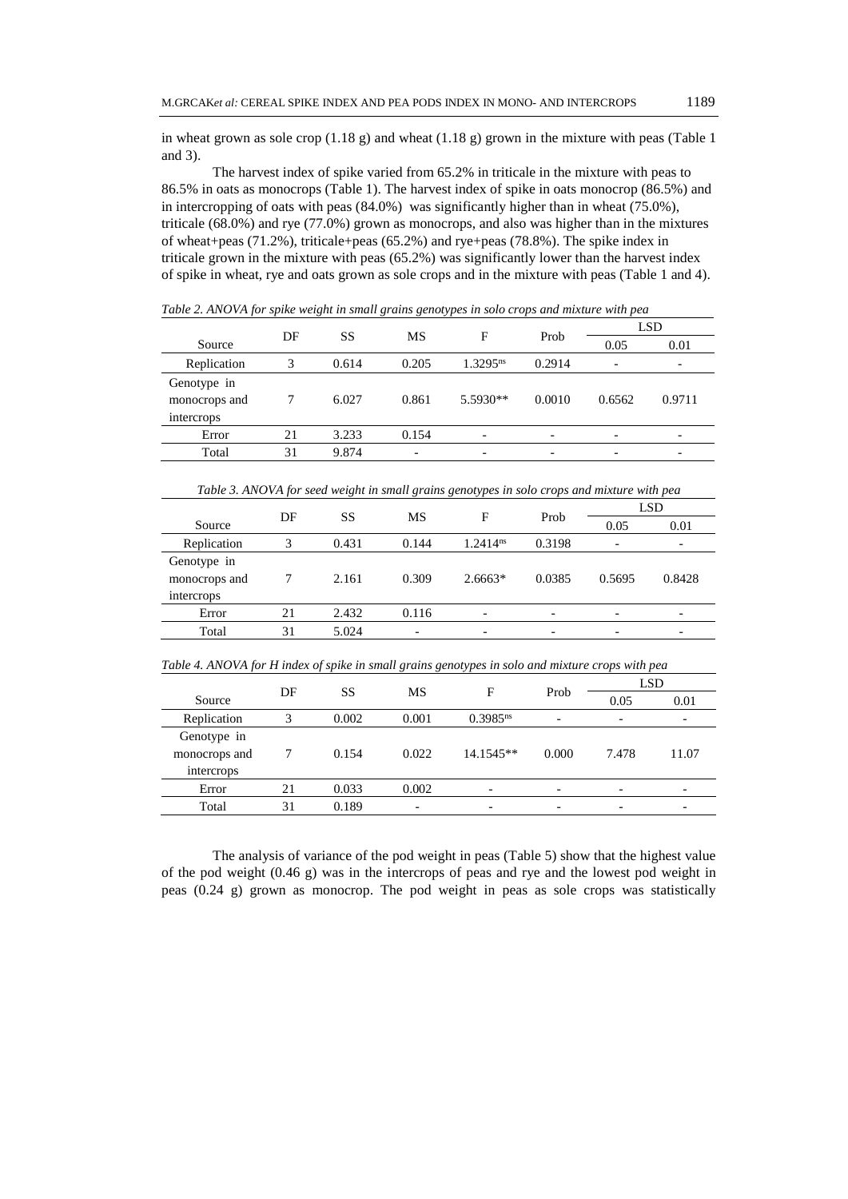in wheat grown as sole crop (1.18 g) and wheat (1.18 g) grown in the mixture with peas (Table 1 and 3).

The harvest index of spike varied from 65.2% in triticale in the mixture with peas to 86.5% in oats as monocrops (Table 1). The harvest index of spike in oats monocrop (86.5%) and in intercropping of oats with peas (84.0%) was significantly higher than in wheat (75.0%), triticale (68.0%) and rye (77.0%) grown as monocrops, and also was higher than in the mixtures of wheat+peas (71.2%), triticale+peas (65.2%) and rye+peas (78.8%). The spike index in triticale grown in the mixture with peas (65.2%) was significantly lower than the harvest index of spike in wheat, rye and oats grown as sole crops and in the mixture with peas (Table 1 and 4).

*Table 2. ANOVA for spike weight in small grains genotypes in solo crops and mixture with pea*

| Source | DF | SS | MS | F | Prob | LSD | |
|---|---|---|---|---|---|---|---|
| | | | | | | 0.05 | 0.01 |
| Replication | 3 | 0.614 | 0.205 | 1.3295[ns] | 0.2914 | - | - |
| Genotype in monocrops and intercrops | 7 | 6.027 | 0.861 | 5.5930** | 0.0010 | 0.6562 | 0.9711 |
| Error | 21 | 3.233 | 0.154 | - | - | - | - |
| Total | 31 | 9.874 | - | - | - | - | - |

*Table 3. ANOVA for seed weight in small grains genotypes in solo crops and mixture with pea*

| Source | DF | SS | MS | F | Prob | LSD | |
|---|---|---|---|---|---|---|---|
| | | | | | | 0.05 | 0.01 |
| Replication | 3 | 0.431 | 0.144 | 1.2414[ns] | 0.3198 | - | - |
| Genotype in monocrops and intercrops | 7 | 2.161 | 0.309 | 2.6663* | 0.0385 | 0.5695 | 0.8428 |
| Error | 21 | 2.432 | 0.116 | - | - | - | - |
| Total | 31 | 5.024 | - | - | - | - | - |

*Table 4. ANOVA for H index of spike in small grains genotypes in solo and mixture crops with pea*

| Source | DF | SS | MS | F | Prob | LSD | |
|---|---|---|---|---|---|---|---|
| | | | | | | 0.05 | 0.01 |
| Replication | 3 | 0.002 | 0.001 | 0.3985[ns] | - | - | - |
| Genotype in monocrops and intercrops | 7 | 0.154 | 0.022 | 14.1545** | 0.000 | 7.478 | 11.07 |
| Error | 21 | 0.033 | 0.002 | - | - | - | - |
| Total | 31 | 0.189 | - | - | - | - | - |

The analysis of variance of the pod weight in peas (Table 5) show that the highest value of the pod weight (0.46 g) was in the intercrops of peas and rye and the lowest pod weight in peas (0.24 g) grown as monocrop. The pod weight in peas as sole crops was statistically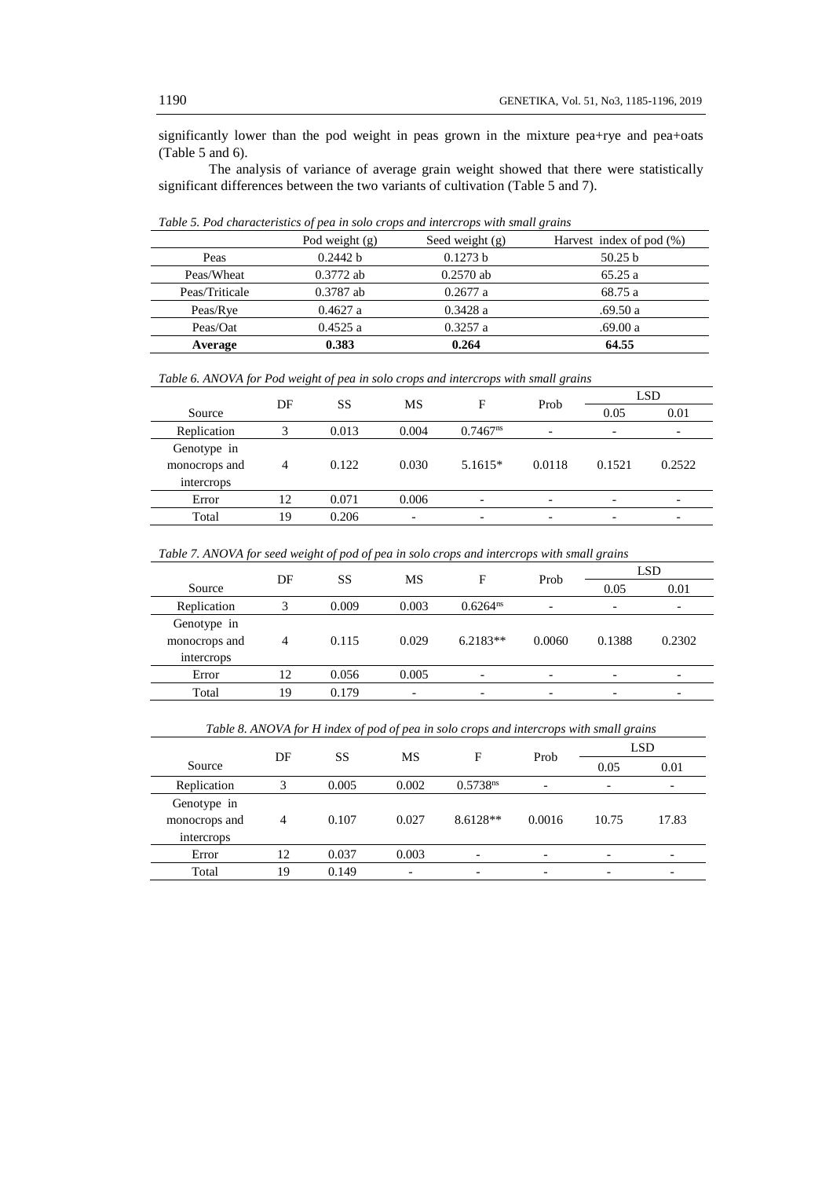significantly lower than the pod weight in peas grown in the mixture pea+rye and pea+oats (Table 5 and 6).

The analysis of variance of average grain weight showed that there were statistically significant differences between the two variants of cultivation (Table 5 and 7).

*Table 5. Pod characteristics of pea in solo crops and intercrops with small grains*

| | Pod weight (g) | Seed weight (g) | Harvest index of pod (%) |
|---|---|---|---|
| Peas | 0.2442 b | 0.1273 b | 50.25 b |
| Peas/Wheat | 0.3772 ab | 0.2570 ab | 65.25 a |
| Peas/Triticale | 0.3787 ab | 0.2677 a | 68.75 a |
| Peas/Rye | 0.4627 a | 0.3428 a | .69.50 a |
| Peas/Oat | 0.4525 a | 0.3257 a | .69.00 a |
| **Average** | **0.383** | **0.264** | **64.55** |

*Table 6. ANOVA for Pod weight of pea in solo crops and intercrops with small grains*

| Source | DF | SS | MS | F | Prob | LSD | |
|---|---|---|---|---|---|---|---|
| | | | | | | 0.05 | 0.01 |
| Replication | 3 | 0.013 | 0.004 | $0.7467^{ns}$ | - | - | - |
| Genotype in monocrops and intercrops | 4 | 0.122 | 0.030 | 5.1615* | 0.0118 | 0.1521 | 0.2522 |
| Error | 12 | 0.071 | 0.006 | - | - | - | - |
| Total | 19 | 0.206 | - | - | - | - | - |

*Table 7. ANOVA for seed weight of pod of pea in solo crops and intercrops with small grains*

| Source | DF | SS | MS | F | Prob | LSD | |
|---|---|---|---|---|---|---|---|
| | | | | | | 0.05 | 0.01 |
| Replication | 3 | 0.009 | 0.003 | $0.6264^{ns}$ | - | - | - |
| Genotype in monocrops and intercrops | 4 | 0.115 | 0.029 | 6.2183** | 0.0060 | 0.1388 | 0.2302 |
| Error | 12 | 0.056 | 0.005 | - | - | - | - |
| Total | 19 | 0.179 | - | - | - | - | - |

*Table 8. ANOVA for H index of pod of pea in solo crops and intercrops with small grains*

| Source | DF | SS | MS | F | Prob | LSD | |
|---|---|---|---|---|---|---|---|
| | | | | | | 0.05 | 0.01 |
| Replication | 3 | 0.005 | 0.002 | $0.5738^{ns}$ | - | - | - |
| Genotype in monocrops and intercrops | 4 | 0.107 | 0.027 | 8.6128** | 0.0016 | 10.75 | 17.83 |
| Error | 12 | 0.037 | 0.003 | - | - | - | - |
| Total | 19 | 0.149 | - | - | - | - | - |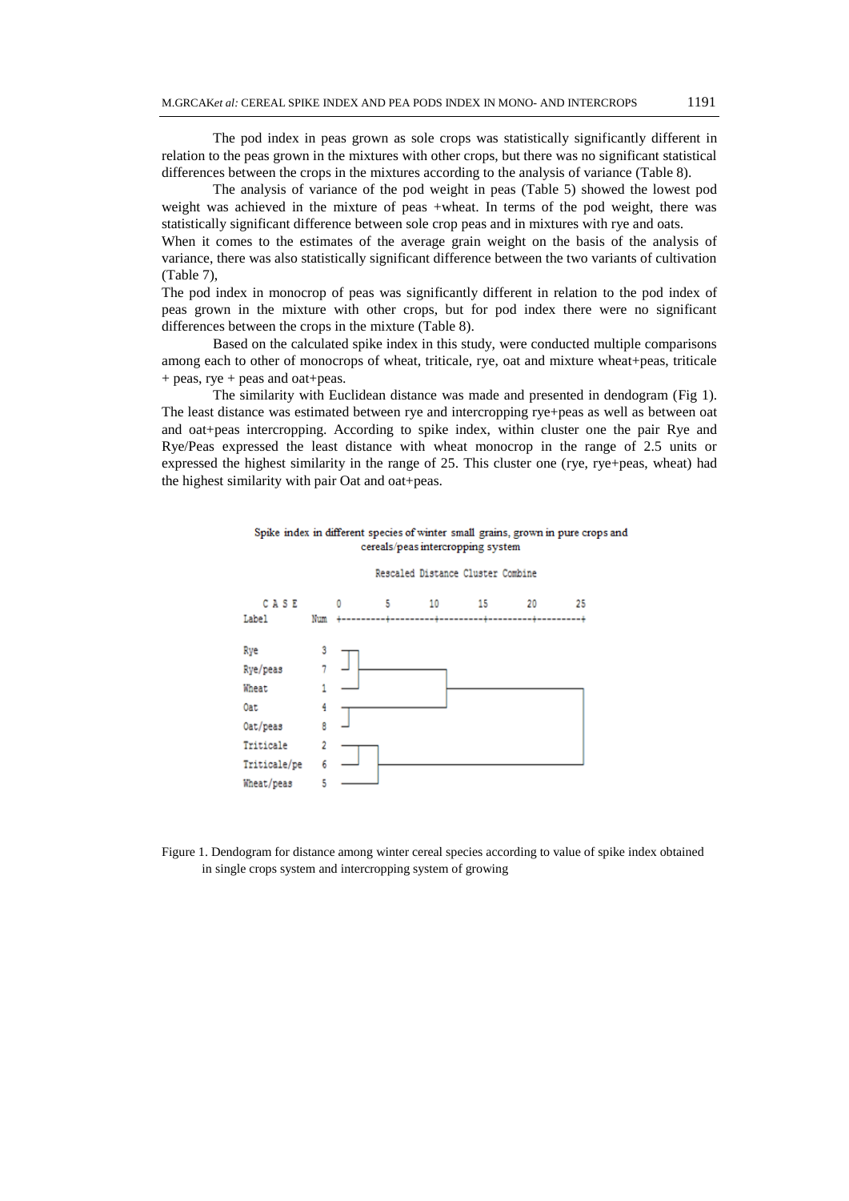The pod index in peas grown as sole crops was statistically significantly different in relation to the peas grown in the mixtures with other crops, but there was no significant statistical differences between the crops in the mixtures according to the analysis of variance (Table 8).

The analysis of variance of the pod weight in peas (Table 5) showed the lowest pod weight was achieved in the mixture of peas +wheat. In terms of the pod weight, there was statistically significant difference between sole crop peas and in mixtures with rye and oats.

When it comes to the estimates of the average grain weight on the basis of the analysis of variance, there was also statistically significant difference between the two variants of cultivation (Table 7),

The pod index in monocrop of peas was significantly different in relation to the pod index of peas grown in the mixture with other crops, but for pod index there were no significant differences between the crops in the mixture (Table 8).

Based on the calculated spike index in this study, were conducted multiple comparisons among each to other of monocrops of wheat, triticale, rye, oat and mixture wheat+peas, triticale + peas, rye + peas and oat+peas.

The similarity with Euclidean distance was made and presented in dendogram (Fig 1). The least distance was estimated between rye and intercropping rye+peas as well as between oat and oat+peas intercropping. According to spike index, within cluster one the pair Rye and Rye/Peas expressed the least distance with wheat monocrop in the range of 2.5 units or expressed the highest similarity in the range of 25. This cluster one (rye, rye+peas, wheat) had the highest similarity with pair Oat and oat+peas.

Spike index in different species of winter small grains, grown in pure crops and cereals/peas intercropping system

```
                       Rescaled Distance Cluster Combine

  C A S E        0         5        10        15        20        25
  Label     Num  +---------+---------+---------+---------+---------+

  Rye          3
  Rye/peas     7
  Wheat        1
  Oat          4
  Oat/peas     8
  Triticale    2
  Triticale/pe 6
  Wheat/peas   5
```

Figure 1. Dendogram for distance among winter cereal species according to value of spike index obtained in single crops system and intercropping system of growing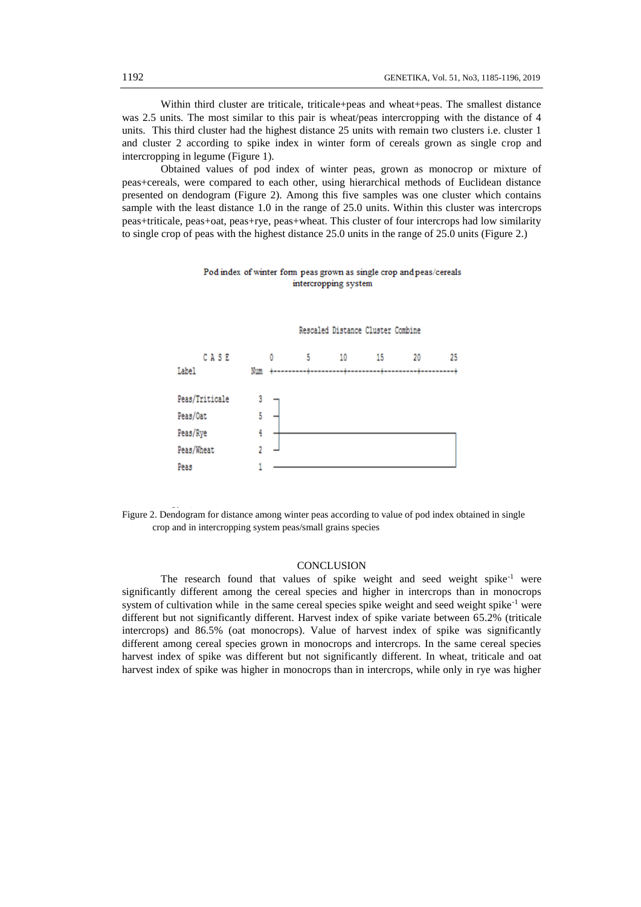Within third cluster are triticale, triticale+peas and wheat+peas. The smallest distance was 2.5 units. The most similar to this pair is wheat/peas intercropping with the distance of 4 units. This third cluster had the highest distance 25 units with remain two clusters i.e. cluster 1 and cluster 2 according to spike index in winter form of cereals grown as single crop and intercropping in legume (Figure 1).

Obtained values of pod index of winter peas, grown as monocrop or mixture of peas+cereals, were compared to each other, using hierarchical methods of Euclidean distance presented on dendogram (Figure 2). Among this five samples was one cluster which contains sample with the least distance 1.0 in the range of 25.0 units. Within this cluster was intercrops peas+triticale, peas+oat, peas+rye, peas+wheat. This cluster of four intercrops had low similarity to single crop of peas with the highest distance 25.0 units in the range of 25.0 units (Figure 2.)

Pod index of winter form peas grown as single crop and peas/cereals intercropping system

Rescaled Distance Cluster Combine

```
  C A S E          0         5        10        15        20        25
Label         Num  +---------+---------+---------+---------+---------+

Peas/Triticale  3  ─┐
Peas/Oat        5  ─┤
Peas/Rye        4  ─┼─────────────────────────────────────────────────┐
Peas/Wheat      2  ─┘                                                 │
Peas            1  ───────────────────────────────────────────────────┘
```

Figure 2. Dendogram for distance among winter peas according to value of pod index obtained in single crop and in intercropping system peas/small grains species

## CONCLUSION

The research found that values of spike weight and seed weight spike$^{-1}$ were significantly different among the cereal species and higher in intercrops than in monocrops system of cultivation while in the same cereal species spike weight and seed weight spike$^{-1}$ were different but not significantly different. Harvest index of spike variate between 65.2% (triticale intercrops) and 86.5% (oat monocrops). Value of harvest index of spike was significantly different among cereal species grown in monocrops and intercrops. In the same cereal species harvest index of spike was different but not significantly different. In wheat, triticale and oat harvest index of spike was higher in monocrops than in intercrops, while only in rye was higher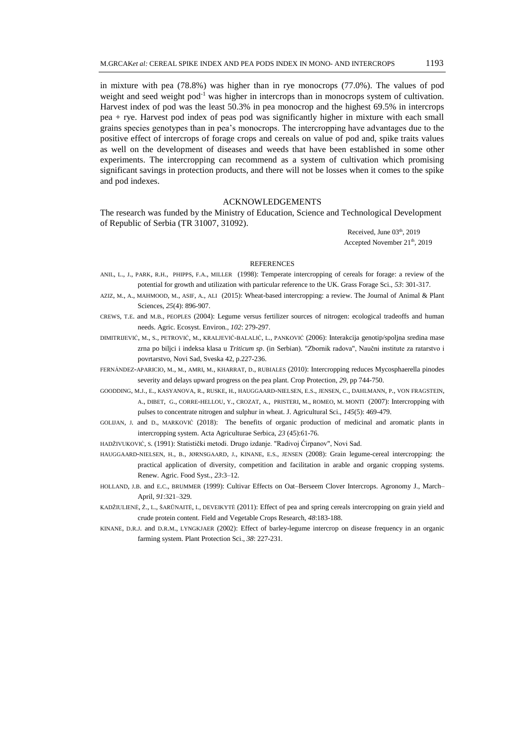in mixture with pea (78.8%) was higher than in rye monocrops (77.0%). The values of pod weight and seed weight pod$^{-1}$ was higher in intercrops than in monocrops system of cultivation. Harvest index of pod was the least 50.3% in pea monocrop and the highest 69.5% in intercrops pea + rye. Harvest pod index of peas pod was significantly higher in mixture with each small grains species genotypes than in pea's monocrops. The intercropping have advantages due to the positive effect of intercrops of forage crops and cereals on value of pod and, spike traits values as well on the development of diseases and weeds that have been established in some other experiments. The intercropping can recommend as a system of cultivation which promising significant savings in protection products, and there will not be losses when it comes to the spike and pod indexes.

## ACKNOWLEDGEMENTS

The research was funded by the Ministry of Education, Science and Technological Development of Republic of Serbia (TR 31007, 31092).

Received, June 03th, 2019
Accepted November 21th, 2019

## REFERENCES

ANIL, L., J., PARK, R.H., PHIPPS, F.A., MILLER (1998): Temperate intercropping of cereals for forage: a review of the potential for growth and utilization with particular reference to the UK. Grass Forage Sci., *53*: 301-317.

AZIZ, M., A., MAHMOOD, M., ASIF, A., ALI (2015): Wheat-based intercropping: a review. The Journal of Animal & Plant Sciences, *25*(4): 896-907.

CREWS, T.E. and M.B., PEOPLES (2004): Legume versus fertilizer sources of nitrogen: ecological tradeoffs and human needs. Agric. Ecosyst. Environ., *102*: 279-297.

DIMITRIJEVIĆ, M., S., PETROVIĆ, M., KRALJEVIĆ-BALALIĆ, L., PANKOVIĆ (2006): Interakcija genotip/spoljna sredina mase zrna po biljci i indeksa klasa u *Triticum sp*. (in Serbian). "Zbornik radova", Naučni institute za ratarstvo i povrtarstvo, Novi Sad, Sveska 42, p.227-236.

FERNÁNDEZ-APARICIO, M., M., AMRI, M., KHARRAT, D., RUBIALES (2010): Intercropping reduces Mycosphaerella pinodes severity and delays upward progress on the pea plant. Crop Protection, *29*, pp 744-750.

GOODDING, M.J., E., KASYANOVA, R., RUSKE, H., HAUGGAARD-NIELSEN, E.S., JENSEN, C., DAHLMANN, P., VON FRAGSTEIN, A., DIBET, G., CORRE-HELLOU, Y., CROZAT, A., PRISTERI, M., ROMEO, M. MONTI (2007): Intercropping with pulses to concentrate nitrogen and sulphur in wheat. J. Agricultural Sci., *145*(5): 469-479.

GOLIJAN, J. and D., MARKOVIĆ (2018): The benefits of organic production of medicinal and aromatic plants in intercropping system. Acta Agriculturae Serbica, *23* (45):61-76.

HADŽIVUKOVIĆ, S. (1991): Statistički metodi. Drugo izdanje. "Radivoj Ćirpanov", Novi Sad.

HAUGGAARD-NIELSEN, H., B., JØRNSGAARD, J., KINANE, E.S., JENSEN (2008): Grain legume-cereal intercropping: the practical application of diversity, competition and facilitation in arable and organic cropping systems. Renew. Agric. Food Syst., *23*:3–12.

HOLLAND, J.B. and E.C., BRUMMER (1999): Cultivar Effects on Oat–Berseem Clover Intercrops. Agronomy J., March–April, *91*:321–329.

KADŽIULIENĖ, Ž., L., ŠARŪNAITĖ, I., DEVEIKYTĖ (2011): Effect of pea and spring cereals intercropping on grain yield and crude protein content. Field and Vegetable Crops Research, *48*:183-188.

KINANE, D.R.J. and D.R.M., LYNGKJAER (2002): Effect of barley-legume intercrop on disease frequency in an organic farming system. Plant Protection Sci., *38*: 227-231.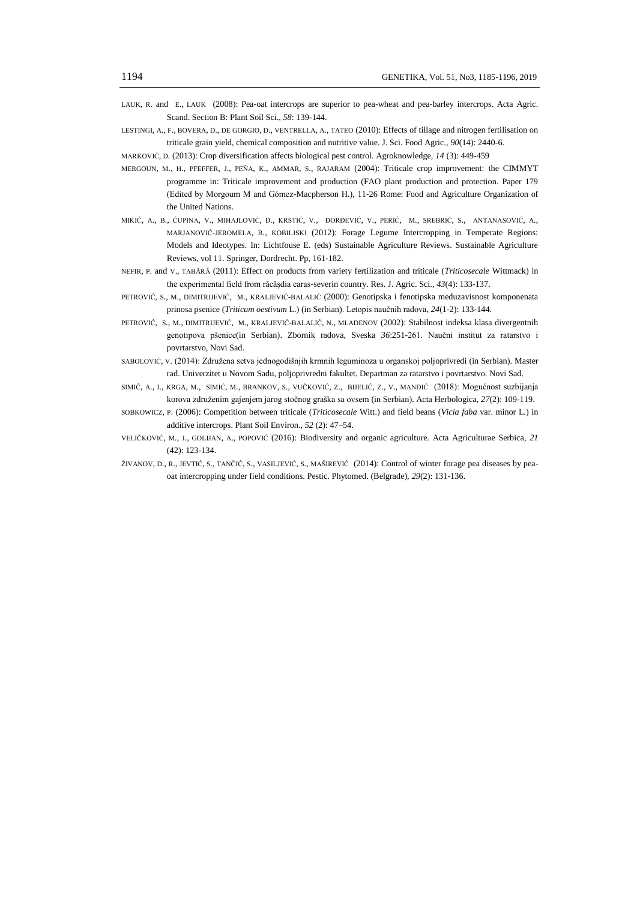LAUK, R. and E., LAUK (2008): Pea-oat intercrops are superior to pea-wheat and pea-barley intercrops. Acta Agric. Scand. Section B: Plant Soil Sci., *58*: 139-144.

LESTINGI, A., F., BOVERA, D., DE GORGIO, D., VENTRELLA, A., TATEO (2010): Effects of tillage and nitrogen fertilisation on triticale grain yield, chemical composition and nutritive value. J. Sci. Food Agric., *90*(14): 2440-6.

MARKOVIĆ, D. (2013): Crop diversification affects biological pest control. Agroknowledge, *14* (3): 449-459

MERGOUN, M., H., PFEFFER, J., PEÑA, K., AMMAR, S., RAJARAM (2004): Triticale crop improvement: the CIMMYT programme in: Triticale improvement and production (FAO plant production and protection. Paper 179 (Edited by Morgoum M and Gómez-Macpherson H.), 11-26 Rome: Food and Agriculture Organization of the United Nations.

MIKIĆ, A., B., ĆUPINA, V., MIHAJLOVIĆ, Đ., KRSTIĆ, V., ĐORĐEVIĆ, V., PERIĆ, M., SREBRIĆ, S., ANTANASOVIĆ, A., MARJANOVIĆ-JEROMELA, B., KOBILJSKI (2012): Forage Legume Intercropping in Temperate Regions: Models and Ideotypes. In: Lichtfouse E. (eds) Sustainable Agriculture Reviews. Sustainable Agriculture Reviews, vol 11. Springer, Dordrecht. Pp, 161-182.

NEFIR, P. and V., TABĂRĂ (2011): Effect on products from variety fertilization and triticale (*Triticosecale* Wittmack) in the experimental field from răcăşdia caras-severin country. Res. J. Agric. Sci., *43*(4): 133-137.

PETROVIĆ, S., M., DIMITRIJEVIĆ, M., KRALJEVIĆ-BALALIĆ (2000): Genotipska i fenotipska meduzavisnost komponenata prinosa psenice (*Triticum oestivum* L.) (in Serbian). Letopis naučnih radova, *24*(1-2): 133-144.

PETROVIĆ, S., M., DIMITRIJEVIĆ, M., KRALJEVIĆ-BALALIĆ, N., MLADENOV (2002): Stabilnost indeksa klasa divergentnih genotipova pšenice(in Serbian). Zbornik radova, Sveska *36*:251-261. Naučni institut za ratarstvo i povrtarstvo, Novi Sad.

SABOLOVIĆ, V. (2014): Združena setva jednogodišnjih krmnih leguminoza u organskoj poljoprivredi (in Serbian). Master rad. Univerzitet u Novom Sadu, poljoprivredni fakultet. Departman za ratarstvo i povrtarstvo. Novi Sad.

SIMIĆ, A., I., KRGA, M., SIMIĆ, M., BRANKOV, S., VUČKOVIĆ, Z., BIJELIĆ, Z., V., MANDIĆ (2018): Mogućnost suzbijanja korova združenim gajenjem jarog stočnog graška sa ovsem (in Serbian). Acta Herbologica, *27*(2): 109-119.

SOBKOWICZ, P. (2006): Competition between triticale (*Triticosecale* Witt.) and field beans (*Vicia faba* var. minor L.) in additive intercrops. Plant Soil Environ., *52* (2): 47–54.

VELIČKOVIĆ, M., J., GOLIJAN, A., POPOVIĆ (2016): Biodiversity and organic agriculture. Acta Agriculturae Serbica, *21* (42): 123-134.

ŽIVANOV, D., R., JEVTIĆ, S., TANČIĆ, S., VASILJEVIĆ, S., MAŠIREVIĆ (2014): Control of winter forage pea diseases by pea-oat intercropping under field conditions. Pestic. Phytomed. (Belgrade), *29*(2): 131-136.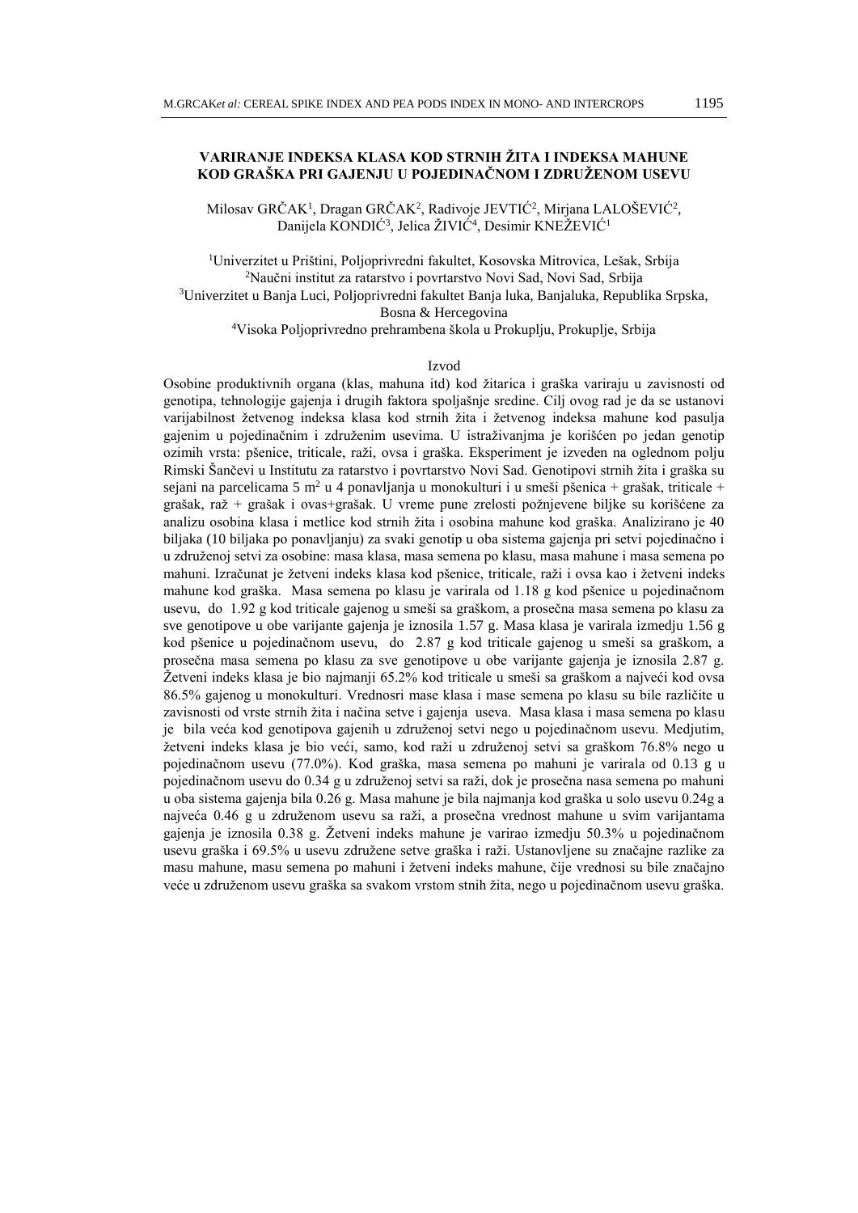# VARIRANJE INDEKSA KLASA KOD STRNIH ŽITA I INDEKSA MAHUNE KOD GRAŠKA PRI GAJENJU U POJEDINAČNOM I ZDRUŽENOM USEVU

Milosav GRČAK[1], Dragan GRČAK[2], Radivoje JEVTIĆ[2], Mirjana LALOŠEVIĆ[2], Danijela KONDIĆ[3], Jelica ŽIVIĆ[4], Desimir KNEŽEVIĆ[1]

[1]Univerzitet u Prištini, Poljoprivredni fakultet, Kosovska Mitrovica, Lešak, Srbija
[2]Naučni institut za ratarstvo i povrtarstvo Novi Sad, Novi Sad, Srbija
[3]Univerzitet u Banja Luci, Poljoprivredni fakultet Banja luka, Banjaluka, Republika Srpska, Bosna & Hercegovina
[4]Visoka Poljoprivredno prehrambena škola u Prokuplju, Prokuplje, Srbija

## Izvod

Osobine produktivnih organa (klas, mahuna itd) kod žitarica i graška variraju u zavisnosti od genotipa, tehnologije gajenja i drugih faktora spoljašnje sredine. Cilj ovog rad je da se ustanovi varijabilnost žetvenog indeksa klasa kod strnih žita i žetvenog indeksa mahune kod pasulja gajenim u pojedinačnim i združenim usevima. U istraživanjma je korišćen po jedan genotip ozimih vrsta: pšenice, triticale, raži, ovsa i graška. Eksperiment je izveden na oglednom polju Rimski Šančevi u Institutu za ratarstvo i povrtarstvo Novi Sad. Genotipovi strnih žita i graška su sejani na parcelicama 5 m$^2$ u 4 ponavljanja u monokulturi i u smeši pšenica + grašak, triticale + grašak, raž + grašak i ovas+grašak. U vreme pune zrelosti požnjevene biljke su korišćene za analizu osobina klasa i metlice kod strnih žita i osobina mahune kod graška. Analizirano je 40 biljaka (10 biljaka po ponavljanju) za svaki genotip u oba sistema gajenja pri setvi pojedinačno i u združenoj setvi za osobine: masa klasa, masa semena po klasu, masa mahune i masa semena po mahuni. Izračunat je žetveni indeks klasa kod pšenice, triticale, raži i ovsa kao i žetveni indeks mahune kod graška. Masa semena po klasu je varirala od 1.18 g kod pšenice u pojedinačnom usevu, do 1.92 g kod triticale gajenog u smeši sa graškom, a prosečna masa semena po klasu za sve genotipove u obe varijante gajenja je iznosila 1.57 g. Masa klasa je varirala izmedju 1.56 g kod pšenice u pojedinačnom usevu, do 2.87 g kod triticale gajenog u smeši sa graškom, a prosečna masa semena po klasu za sve genotipove u obe varijante gajenja je iznosila 2.87 g. Žetveni indeks klasa je bio najmanji 65.2% kod triticale u smeši sa graškom a najveći kod ovsa 86.5% gajenog u monokulturi. Vrednosri mase klasa i mase semena po klasu su bile različite u zavisnosti od vrste strnih žita i načina setve i gajenja useva. Masa klasa i masa semena po klasu je bila veća kod genotipova gajenih u združenoj setvi nego u pojedinačnom usevu. Medjutim, žetveni indeks klasa je bio veći, samo, kod raži u združenoj setvi sa graškom 76.8% nego u pojedinačnom usevu (77.0%). Kod graška, masa semena po mahuni je varirala od 0.13 g u pojedinačnom usevu do 0.34 g u združenoj setvi sa raži, dok je prosečna nasa semena po mahuni u oba sistema gajenja bila 0.26 g. Masa mahune je bila najmanja kod graška u solo usevu 0.24g a najveća 0.46 g u združenom usevu sa raži, a prosečna vrednost mahune u svim varijantama gajenja je iznosila 0.38 g. Žetveni indeks mahune je varirao izmedju 50.3% u pojedinačnom usevu graška i 69.5% u usevu združene setve graška i raži. Ustanovljene su značajne razlike za masu mahune, masu semena po mahuni i žetveni indeks mahune, čije vrednosti su bile značajno veće u združenom usevu graška sa svakom vrstom stnih žita, nego u pojedinačnom usevu graška.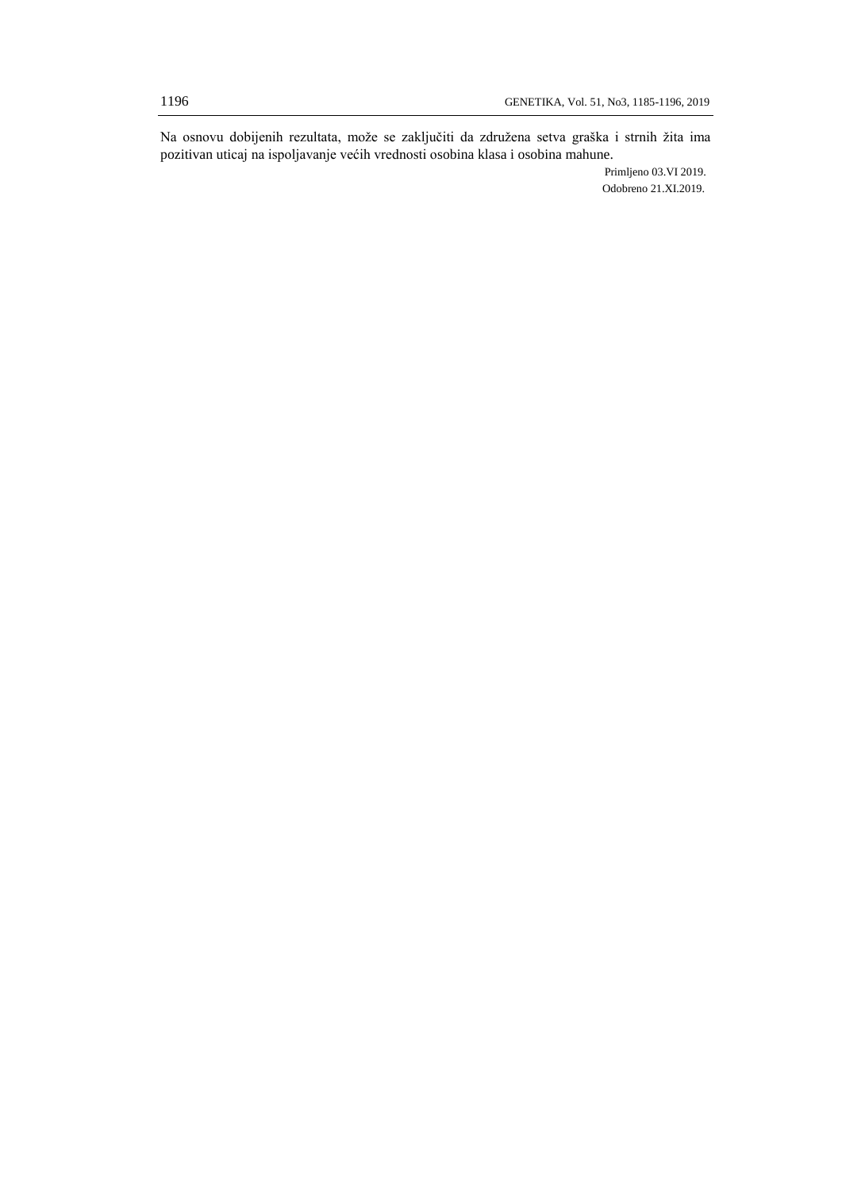Na osnovu dobijenih rezultata, može se zaključiti da združena setva graška i strnih žita ima pozitivan uticaj na ispoljavanje većih vrednosti osobina klasa i osobina mahune.

Primljeno 03.VI 2019.
Odobreno 21.XI.2019.